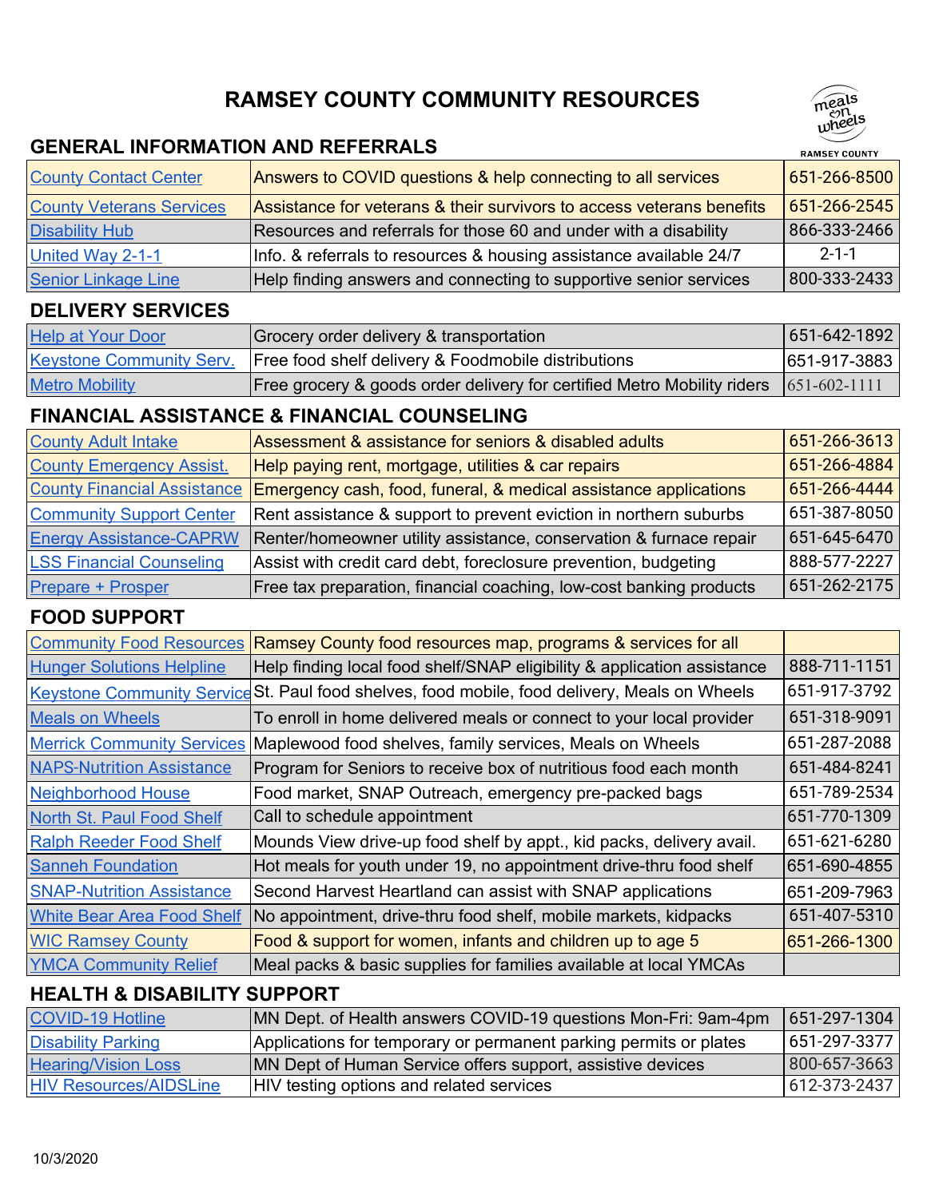# RAMSEY COUNTY COMMUNITY RESOURCES

## GENERAL INFORMATION AND REFERRALS

| | | |
|---|---|---|
| County Contact Center | Answers to COVID questions & help connecting to all services | 651-266-8500 |
| County Veterans Services | Assistance for veterans & their survivors to access veterans benefits | 651-266-2545 |
| Disability Hub | Resources and referrals for those 60 and under with a disability | 866-333-2466 |
| United Way 2-1-1 | Info. & referrals to resources & housing assistance available 24/7 | 2-1-1 |
| Senior Linkage Line | Help finding answers and connecting to supportive senior services | 800-333-2433 |

## DELIVERY SERVICES

| | | |
|---|---|---|
| Help at Your Door | Grocery order delivery & transportation | 651-642-1892 |
| Keystone Community Serv. | Free food shelf delivery & Foodmobile distributions | 651-917-3883 |
| Metro Mobility | Free grocery & goods order delivery for certified Metro Mobility riders | 651-602-1111 |

## FINANCIAL ASSISTANCE & FINANCIAL COUNSELING

| | | |
|---|---|---|
| County Adult Intake | Assessment & assistance for seniors & disabled adults | 651-266-3613 |
| County Emergency Assist. | Help paying rent, mortgage, utilities & car repairs | 651-266-4884 |
| County Financial Assistance | Emergency cash, food, funeral, & medical assistance applications | 651-266-4444 |
| Community Support Center | Rent assistance & support to prevent eviction in northern suburbs | 651-387-8050 |
| Energy Assistance-CAPRW | Renter/homeowner utility assistance, conservation & furnace repair | 651-645-6470 |
| LSS Financial Counseling | Assist with credit card debt, foreclosure prevention, budgeting | 888-577-2227 |
| Prepare + Prosper | Free tax preparation, financial coaching, low-cost banking products | 651-262-2175 |

## FOOD SUPPORT

| | | |
|---|---|---|
| Community Food Resources | Ramsey County food resources map, programs & services for all | |
| Hunger Solutions Helpline | Help finding local food shelf/SNAP eligibility & application assistance | 888-711-1151 |
| Keystone Community Service | St. Paul food shelves, food mobile, food delivery, Meals on Wheels | 651-917-3792 |
| Meals on Wheels | To enroll in home delivered meals or connect to your local provider | 651-318-9091 |
| Merrick Community Services | Maplewood food shelves, family services, Meals on Wheels | 651-287-2088 |
| NAPS-Nutrition Assistance | Program for Seniors to receive box of nutritious food each month | 651-484-8241 |
| Neighborhood House | Food market, SNAP Outreach, emergency pre-packed bags | 651-789-2534 |
| North St. Paul Food Shelf | Call to schedule appointment | 651-770-1309 |
| Ralph Reeder Food Shelf | Mounds View drive-up food shelf by appt., kid packs, delivery avail. | 651-621-6280 |
| Sanneh Foundation | Hot meals for youth under 19, no appointment drive-thru food shelf | 651-690-4855 |
| SNAP-Nutrition Assistance | Second Harvest Heartland can assist with SNAP applications | 651-209-7963 |
| White Bear Area Food Shelf | No appointment, drive-thru food shelf, mobile markets, kidpacks | 651-407-5310 |
| WIC Ramsey County | Food & support for women, infants and children up to age 5 | 651-266-1300 |
| YMCA Community Relief | Meal packs & basic supplies for families available at local YMCAs | |

## HEALTH & DISABILITY SUPPORT

| | | |
|---|---|---|
| COVID-19 Hotline | MN Dept. of Health answers COVID-19 questions Mon-Fri: 9am-4pm | 651-297-1304 |
| Disability Parking | Applications for temporary or permanent parking permits or plates | 651-297-3377 |
| Hearing/Vision Loss | MN Dept of Human Service offers support, assistive devices | 800-657-3663 |
| HIV Resources/AIDSLine | HIV testing options and related services | 612-373-2437 |

10/3/2020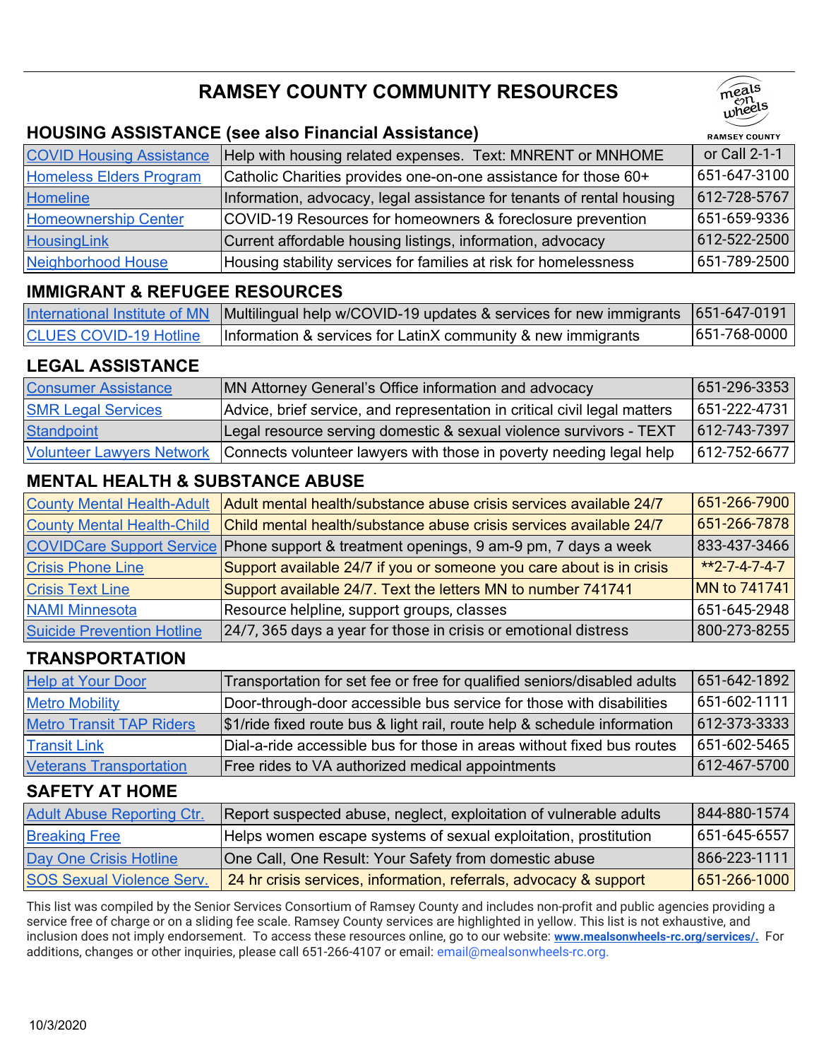# RAMSEY COUNTY COMMUNITY RESOURCES

## HOUSING ASSISTANCE (see also Financial Assistance)

| | | |
|---|---|---|
| COVID Housing Assistance | Help with housing related expenses. Text: MNRENT or MNHOME | or Call 2-1-1 |
| Homeless Elders Program | Catholic Charities provides one-on-one assistance for those 60+ | 651-647-3100 |
| Homeline | Information, advocacy, legal assistance for tenants of rental housing | 612-728-5767 |
| Homeownership Center | COVID-19 Resources for homeowners & foreclosure prevention | 651-659-9336 |
| HousingLink | Current affordable housing listings, information, advocacy | 612-522-2500 |
| Neighborhood House | Housing stability services for families at risk for homelessness | 651-789-2500 |

## IMMIGRANT & REFUGEE RESOURCES

| | | |
|---|---|---|
| International Institute of MN | Multilingual help w/COVID-19 updates & services for new immigrants | 651-647-0191 |
| CLUES COVID-19 Hotline | Information & services for LatinX community & new immigrants | 651-768-0000 |

## LEGAL ASSISTANCE

| | | |
|---|---|---|
| Consumer Assistance | MN Attorney General's Office information and advocacy | 651-296-3353 |
| SMR Legal Services | Advice, brief service, and representation in critical civil legal matters | 651-222-4731 |
| Standpoint | Legal resource serving domestic & sexual violence survivors - TEXT | 612-743-7397 |
| Volunteer Lawyers Network | Connects volunteer lawyers with those in poverty needing legal help | 612-752-6677 |

## MENTAL HEALTH & SUBSTANCE ABUSE

| | | |
|---|---|---|
| County Mental Health-Adult | Adult mental health/substance abuse crisis services available 24/7 | 651-266-7900 |
| County Mental Health-Child | Child mental health/substance abuse crisis services available 24/7 | 651-266-7878 |
| COVIDCare Support Service | Phone support & treatment openings, 9 am-9 pm, 7 days a week | 833-437-3466 |
| Crisis Phone Line | Support available 24/7 if you or someone you care about is in crisis | **2-7-4-7-4-7 |
| Crisis Text Line | Support available 24/7. Text the letters MN to number 741741 | MN to 741741 |
| NAMI Minnesota | Resource helpline, support groups, classes | 651-645-2948 |
| Suicide Prevention Hotline | 24/7, 365 days a year for those in crisis or emotional distress | 800-273-8255 |

## TRANSPORTATION

| | | |
|---|---|---|
| Help at Your Door | Transportation for set fee or free for qualified seniors/disabled adults | 651-642-1892 |
| Metro Mobility | Door-through-door accessible bus service for those with disabilities | 651-602-1111 |
| Metro Transit TAP Riders | $1/ride fixed route bus & light rail, route help & schedule information | 612-373-3333 |
| Transit Link | Dial-a-ride accessible bus for those in areas without fixed bus routes | 651-602-5465 |
| Veterans Transportation | Free rides to VA authorized medical appointments | 612-467-5700 |

## SAFETY AT HOME

| | | |
|---|---|---|
| Adult Abuse Reporting Ctr. | Report suspected abuse, neglect, exploitation of vulnerable adults | 844-880-1574 |
| Breaking Free | Helps women escape systems of sexual exploitation, prostitution | 651-645-6557 |
| Day One Crisis Hotline | One Call, One Result: Your Safety from domestic abuse | 866-223-1111 |
| SOS Sexual Violence Serv. | 24 hr crisis services, information, referrals, advocacy & support | 651-266-1000 |

This list was compiled by the Senior Services Consortium of Ramsey County and includes non-profit and public agencies providing a service free of charge or on a sliding fee scale. Ramsey County services are highlighted in yellow. This list is not exhaustive, and inclusion does not imply endorsement. To access these resources online, go to our website: **www.mealsonwheels-rc.org/services/.** For additions, changes or other inquiries, please call 651-266-4107 or email: email@mealsonwheels-rc.org.

10/3/2020